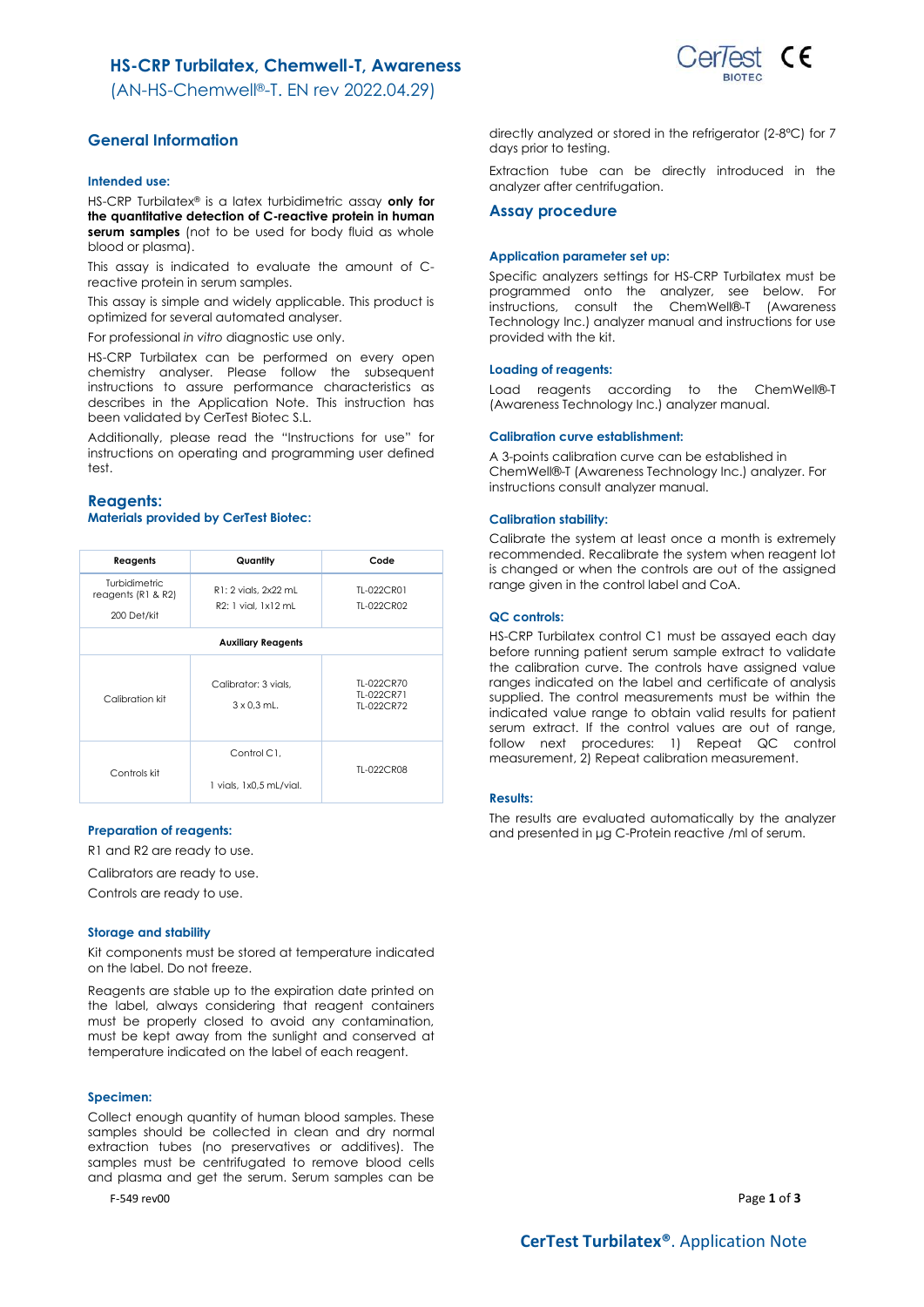# HS-CRP Turbilatex, Chemwell-T, Awareness

(AN-HS-Chemwell®-T. EN rev 2022.04.29)

## General Information

### Intended use:

HS-CRP Turbilatex® is a latex turbidimetric assay **only for the quantitative detection of C-reactive protein in human serum samples** (not to be used for body fluid as whole blood or plasma).

This assay is indicated to evaluate the amount of C-reactive protein in serum samples.

This assay is simple and widely applicable. This product is optimized for several automated analyser.

For professional *in vitro* diagnostic use only.

HS-CRP Turbilatex can be performed on every open chemistry analyser. Please follow the subsequent instructions to assure performance characteristics as describes in the Application Note. This instruction has been validated by CerTest Biotec S.L.

Additionally, please read the "Instructions for use" for instructions on operating and programming user defined test.

## Reagents:

### Materials provided by CerTest Biotec:

| Reagents | Quantity | Code |
|---|---|---|
| Turbidimetric reagents (R1 & R2) 200 Det/kit | R1: 2 vials, 2x22 mL<br>R2: 1 vial, 1x12 mL | TL-022CR01<br>TL-022CR02 |
| **Auxiliary Reagents** | | |
| Calibration kit | Calibrator: 3 vials, 3 x 0,3 mL. | TL-022CR70<br>TL-022CR71<br>TL-022CR72 |
| Controls kit | Control C1, 1 vials, 1x0,5 mL/vial. | TL-022CR08 |

### Preparation of reagents:

R1 and R2 are ready to use.

Calibrators are ready to use.

Controls are ready to use.

### Storage and stability

Kit components must be stored at temperature indicated on the label. Do not freeze.

Reagents are stable up to the expiration date printed on the label, always considering that reagent containers must be properly closed to avoid any contamination, must be kept away from the sunlight and conserved at temperature indicated on the label of each reagent.

### Specimen:

Collect enough quantity of human blood samples. These samples should be collected in clean and dry normal extraction tubes (no preservatives or additives). The samples must be centrifugated to remove blood cells and plasma and get the serum. Serum samples can be directly analyzed or stored in the refrigerator (2-8ºC) for 7 days prior to testing.

Extraction tube can be directly introduced in the analyzer after centrifugation.

## Assay procedure

### Application parameter set up:

Specific analyzers settings for HS-CRP Turbilatex must be programmed onto the analyzer, see below. For instructions, consult the ChemWell®-T (Awareness Technology Inc.) analyzer manual and instructions for use provided with the kit.

### Loading of reagents:

Load reagents according to the ChemWell®-T (Awareness Technology Inc.) analyzer manual.

### Calibration curve establishment:

A 3-points calibration curve can be established in ChemWell®-T (Awareness Technology Inc.) analyzer. For instructions consult analyzer manual.

### Calibration stability:

Calibrate the system at least once a month is extremely recommended. Recalibrate the system when reagent lot is changed or when the controls are out of the assigned range given in the control label and CoA.

### QC controls:

HS-CRP Turbilatex control C1 must be assayed each day before running patient serum sample extract to validate the calibration curve. The controls have assigned value ranges indicated on the label and certificate of analysis supplied. The control measurements must be within the indicated value range to obtain valid results for patient serum extract. If the control values are out of range, follow next procedures: 1) Repeat QC control measurement, 2) Repeat calibration measurement.

### Results:

The results are evaluated automatically by the analyzer and presented in µg C-Protein reactive /ml of serum.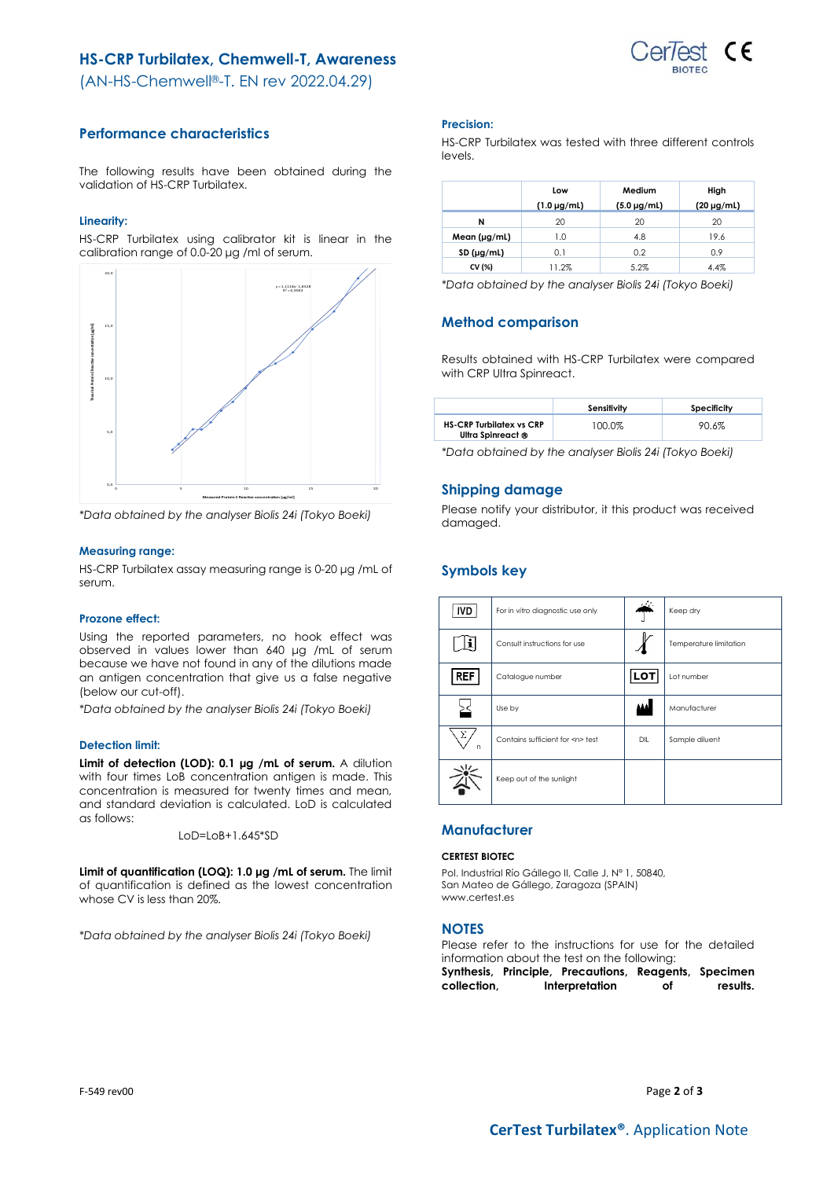# HS-CRP Turbilatex, Chemwell-T, Awareness

(AN-HS-Chemwell®-T. EN rev 2022.04.29)

## Performance characteristics

The following results have been obtained during the validation of HS-CRP Turbilatex.

### Linearity:

HS-CRP Turbilatex using calibrator kit is linear in the calibration range of 0.0-20 µg /ml of serum.

*Data obtained by the analyser Biolis 24i (Tokyo Boeki)

### Measuring range:

HS-CRP Turbilatex assay measuring range is 0-20 µg /mL of serum.

### Prozone effect:

Using the reported parameters, no hook effect was observed in values lower than 640 µg /mL of serum because we have not found in any of the dilutions made an antigen concentration that give us a false negative (below our cut-off).

*Data obtained by the analyser Biolis 24i (Tokyo Boeki)

### Detection limit:

**Limit of detection (LOD): 0.1 µg /mL of serum.** A dilution with four times LoB concentration antigen is made. This concentration is measured for twenty times and mean, and standard deviation is calculated. LoD is calculated as follows:

LoD=LoB+1.645*SD

**Limit of quantification (LOQ): 1.0 µg /mL of serum.** The limit of quantification is defined as the lowest concentration whose CV is less than 20%.

*Data obtained by the analyser Biolis 24i (Tokyo Boeki)

### Precision:

HS-CRP Turbilatex was tested with three different controls levels.

| | Low (1.0 µg/mL) | Medium (5.0 µg/mL) | High (20 µg/mL) |
|---|---|---|---|
| N | 20 | 20 | 20 |
| Mean (µg/mL) | 1.0 | 4.8 | 19.6 |
| SD (µg/mL) | 0.1 | 0.2 | 0.9 |
| CV (%) | 11.2% | 5.2% | 4.4% |

*Data obtained by the analyser Biolis 24i (Tokyo Boeki)

## Method comparison

Results obtained with HS-CRP Turbilatex were compared with CRP Ultra Spinreact.

| | Sensitivity | Specificity |
|---|---|---|
| HS-CRP Turbilatex vs CRP Ultra Spinreact ® | 100.0% | 90.6% |

*Data obtained by the analyser Biolis 24i (Tokyo Boeki)

## Shipping damage

Please notify your distributor, it this product was received damaged.

## Symbols key

| Symbol | Meaning | Symbol | Meaning |
|---|---|---|---|
| IVD | For *in vitro* diagnostic use only | | Keep dry |
| | Consult instructions for use | | Temperature limitation |
| REF | Catalogue number | LOT | Lot number |
| | Use by | | Manufacturer |
| | Contains sufficient for <n> test | DIL | Sample diluent |
| | Keep out of the sunlight | | |

## Manufacturer

**CERTEST BIOTEC**

Pol. Industrial Río Gállego II, Calle J, Nº 1, 50840, San Mateo de Gállego, Zaragoza (SPAIN)
www.certest.es

## NOTES

Please refer to the instructions for use for the detailed information about the test on the following: **Synthesis, Principle, Precautions, Reagents, Specimen collection, Interpretation of results.**

F-549 rev00

**CerTest Turbilatex®**. Application Note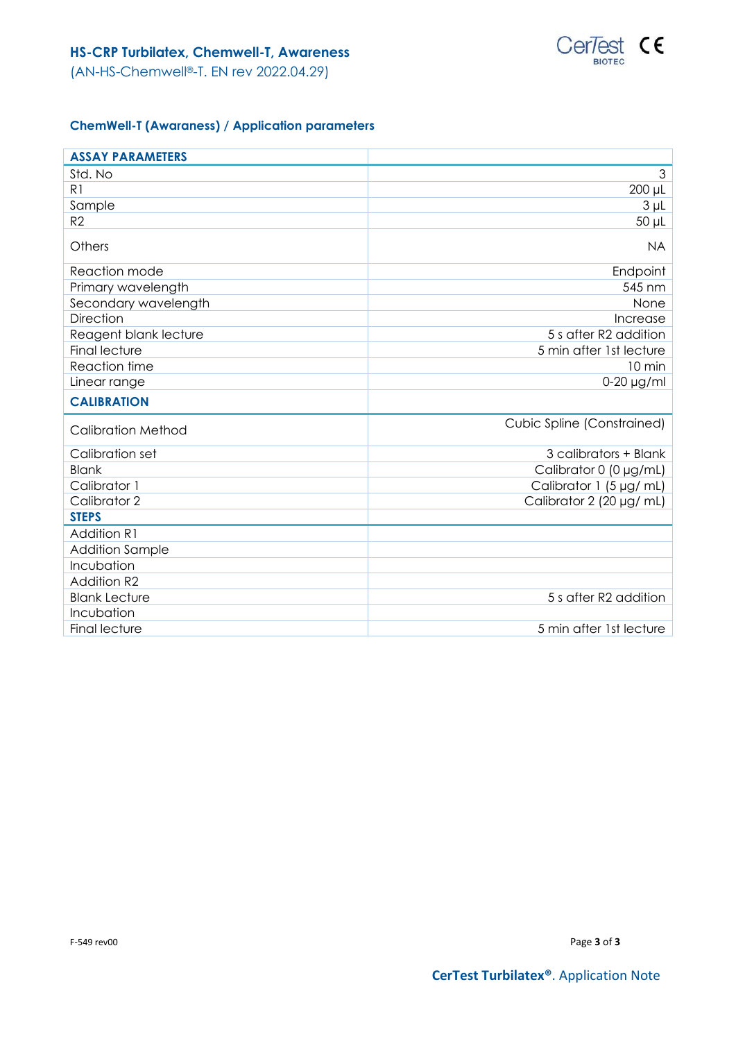## ChemWell-T (Awaraness) / Application parameters

| ASSAY PARAMETERS | |
|---|---|
| Std. No | 3 |
| R1 | 200 µL |
| Sample | 3 µL |
| R2 | 50 µL |
| Others | NA |
| Reaction mode | Endpoint |
| Primary wavelength | 545 nm |
| Secondary wavelength | None |
| Direction | Increase |
| Reagent blank lecture | 5 s after R2 addition |
| Final lecture | 5 min after 1st lecture |
| Reaction time | 10 min |
| Linear range | 0-20 µg/ml |
| **CALIBRATION** | |
| Calibration Method | Cubic Spline (Constrained) |
| Calibration set | 3 calibrators + Blank |
| Blank | Calibrator 0 (0 µg/mL) |
| Calibrator 1 | Calibrator 1 (5 µg/ mL) |
| Calibrator 2 | Calibrator 2 (20 µg/ mL) |
| **STEPS** | |
| Addition R1 | |
| Addition Sample | |
| Incubation | |
| Addition R2 | |
| Blank Lecture | 5 s after R2 addition |
| Incubation | |
| Final lecture | 5 min after 1st lecture |

F-549 rev00

**CerTest Turbilatex®**. Application Note